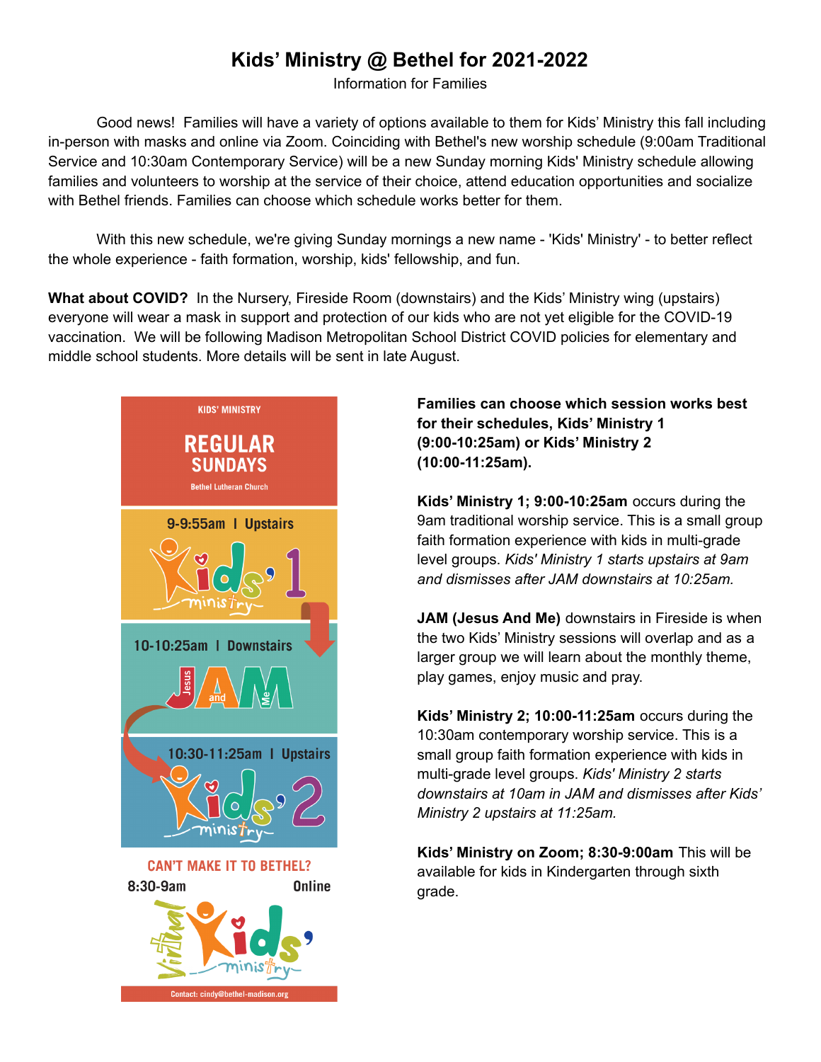# Kids' Ministry @ Bethel for 2021-2022

Information for Families

Good news! Families will have a variety of options available to them for Kids' Ministry this fall including in-person with masks and online via Zoom. Coinciding with Bethel's new worship schedule (9:00am Traditional Service and 10:30am Contemporary Service) will be a new Sunday morning Kids' Ministry schedule allowing families and volunteers to worship at the service of their choice, attend education opportunities and socialize with Bethel friends. Families can choose which schedule works better for them.

With this new schedule, we're giving Sunday mornings a new name - 'Kids' Ministry' - to better reflect the whole experience - faith formation, worship, kids' fellowship, and fun.

**What about COVID?** In the Nursery, Fireside Room (downstairs) and the Kids' Ministry wing (upstairs) everyone will wear a mask in support and protection of our kids who are not yet eligible for the COVID-19 vaccination. We will be following Madison Metropolitan School District COVID policies for elementary and middle school students. More details will be sent in late August.

KIDS' MINISTRY

REGULAR SUNDAYS

Bethel Lutheran Church

9-9:55am | Upstairs

Kids' 1 ministry

10-10:25am | Downstairs

JAM (Jesus and Me)

10:30-11:25am | Upstairs

Kids' 2 ministry

CAN'T MAKE IT TO BETHEL?

8:30-9am Online

Virtual Kids' ministry

Contact: cindy@bethel-madison.org

**Families can choose which session works best for their schedules, Kids' Ministry 1 (9:00-10:25am) or Kids' Ministry 2 (10:00-11:25am).**

**Kids' Ministry 1; 9:00-10:25am** occurs during the 9am traditional worship service. This is a small group faith formation experience with kids in multi-grade level groups. *Kids' Ministry 1 starts upstairs at 9am and dismisses after JAM downstairs at 10:25am.*

**JAM (Jesus And Me)** downstairs in Fireside is when the two Kids' Ministry sessions will overlap and as a larger group we will learn about the monthly theme, play games, enjoy music and pray.

**Kids' Ministry 2; 10:00-11:25am** occurs during the 10:30am contemporary worship service. This is a small group faith formation experience with kids in multi-grade level groups. *Kids' Ministry 2 starts downstairs at 10am in JAM and dismisses after Kids' Ministry 2 upstairs at 11:25am.*

**Kids' Ministry on Zoom; 8:30-9:00am** This will be available for kids in Kindergarten through sixth grade.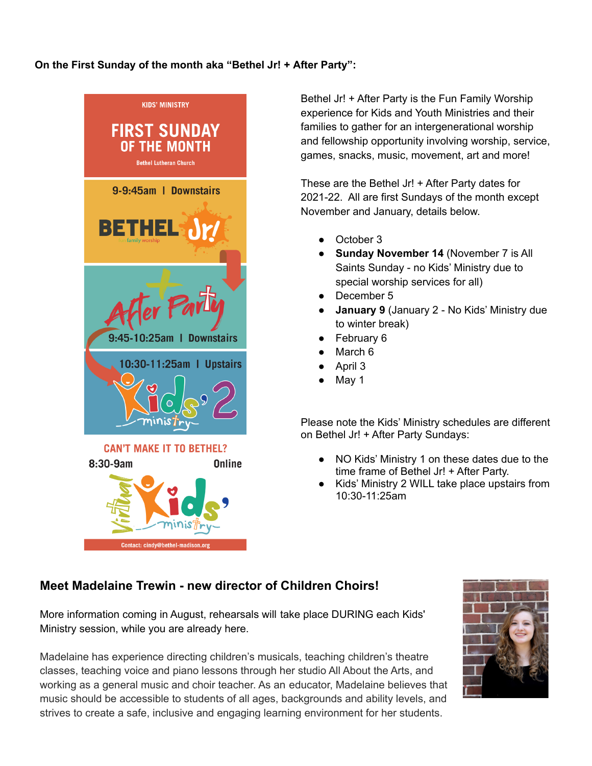**On the First Sunday of the month aka "Bethel Jr! + After Party":**

KIDS' MINISTRY

FIRST SUNDAY OF THE MONTH

Bethel Lutheran Church

9-9:45am | Downstairs

BETHEL Jr!

fun family worship

After Party

9:45-10:25am | Downstairs

10:30-11:25am | Upstairs

Kids' 2 ministry

CAN'T MAKE IT TO BETHEL?

8:30-9am Online

Virtual Kids' ministry

Contact: cindy@bethel-madison.org

Bethel Jr! + After Party is the Fun Family Worship experience for Kids and Youth Ministries and their families to gather for an intergenerational worship and fellowship opportunity involving worship, service, games, snacks, music, movement, art and more!

These are the Bethel Jr! + After Party dates for 2021-22. All are first Sundays of the month except November and January, details below.

- October 3
- **Sunday November 14** (November 7 is All Saints Sunday - no Kids' Ministry due to special worship services for all)
- December 5
- **January 9** (January 2 - No Kids' Ministry due to winter break)
- February 6
- March 6
- April 3
- May 1

Please note the Kids' Ministry schedules are different on Bethel Jr! + After Party Sundays:

- NO Kids' Ministry 1 on these dates due to the time frame of Bethel Jr! + After Party.
- Kids' Ministry 2 WILL take place upstairs from 10:30-11:25am

## Meet Madelaine Trewin - new director of Children Choirs!

More information coming in August, rehearsals will take place DURING each Kids' Ministry session, while you are already here.

Madelaine has experience directing children's musicals, teaching children's theatre classes, teaching voice and piano lessons through her studio All About the Arts, and working as a general music and choir teacher. As an educator, Madelaine believes that music should be accessible to students of all ages, backgrounds and ability levels, and strives to create a safe, inclusive and engaging learning environment for her students.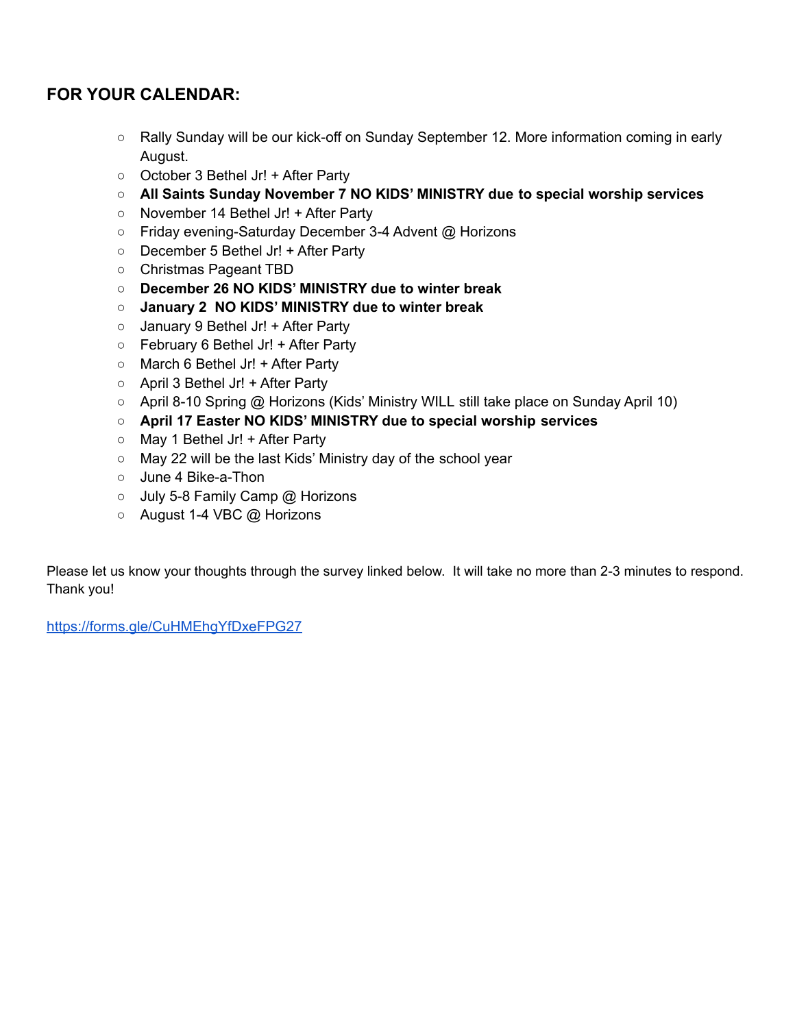## FOR YOUR CALENDAR:

- Rally Sunday will be our kick-off on Sunday September 12. More information coming in early August.
- October 3 Bethel Jr! + After Party
- **All Saints Sunday November 7 NO KIDS' MINISTRY due to special worship services**
- November 14 Bethel Jr! + After Party
- Friday evening-Saturday December 3-4 Advent @ Horizons
- December 5 Bethel Jr! + After Party
- Christmas Pageant TBD
- **December 26 NO KIDS' MINISTRY due to winter break**
- **January 2 NO KIDS' MINISTRY due to winter break**
- January 9 Bethel Jr! + After Party
- February 6 Bethel Jr! + After Party
- March 6 Bethel Jr! + After Party
- April 3 Bethel Jr! + After Party
- April 8-10 Spring @ Horizons (Kids' Ministry WILL still take place on Sunday April 10)
- **April 17 Easter NO KIDS' MINISTRY due to special worship services**
- May 1 Bethel Jr! + After Party
- May 22 will be the last Kids' Ministry day of the school year
- June 4 Bike-a-Thon
- July 5-8 Family Camp @ Horizons
- August 1-4 VBC @ Horizons

Please let us know your thoughts through the survey linked below. It will take no more than 2-3 minutes to respond. Thank you!

https://forms.gle/CuHMEhgYfDxeFPG27